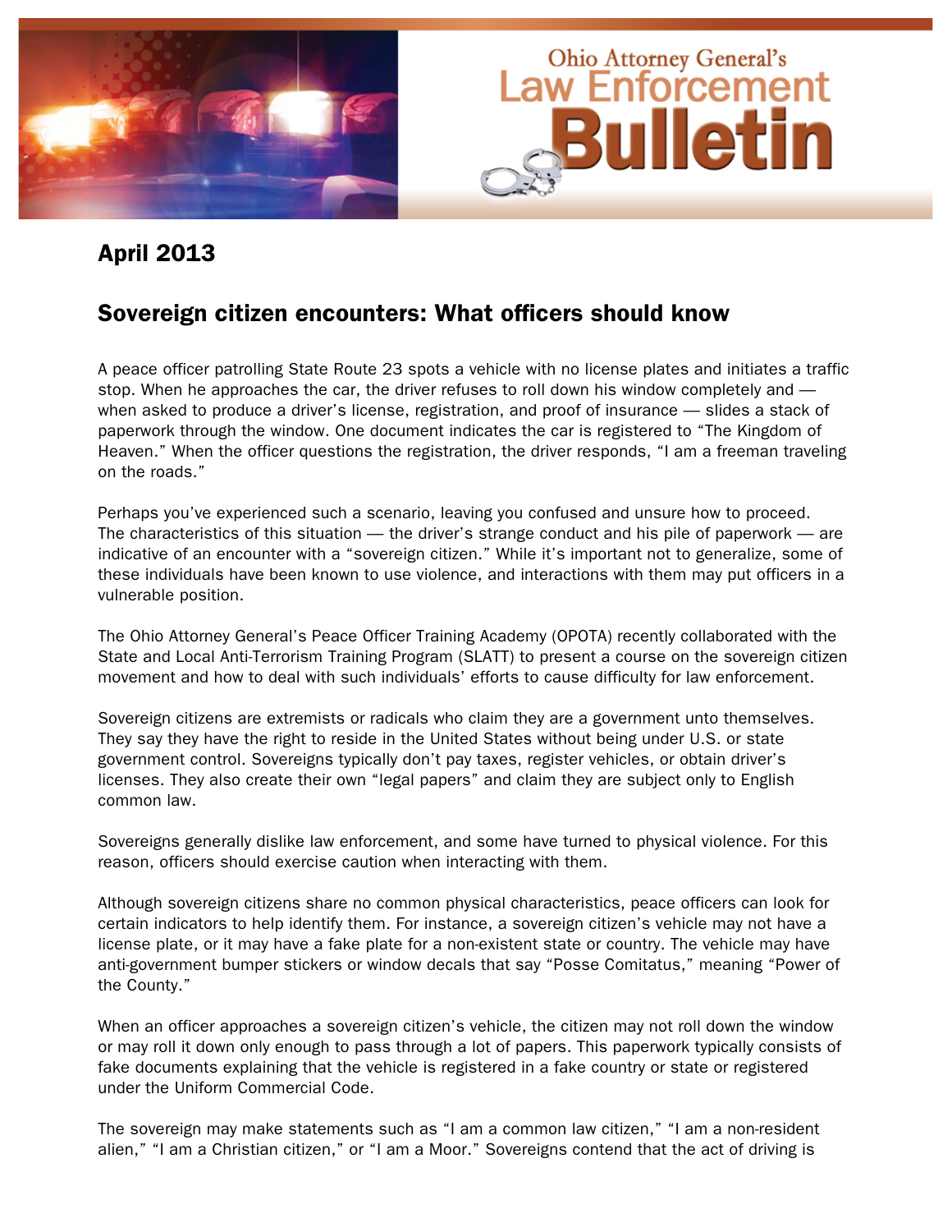Ohio Attorney General's Law Enforcement Bulletin

## April 2013

# Sovereign citizen encounters: What officers should know

A peace officer patrolling State Route 23 spots a vehicle with no license plates and initiates a traffic stop. When he approaches the car, the driver refuses to roll down his window completely and — when asked to produce a driver's license, registration, and proof of insurance — slides a stack of paperwork through the window. One document indicates the car is registered to "The Kingdom of Heaven." When the officer questions the registration, the driver responds, "I am a freeman traveling on the roads."

Perhaps you've experienced such a scenario, leaving you confused and unsure how to proceed. The characteristics of this situation — the driver's strange conduct and his pile of paperwork — are indicative of an encounter with a "sovereign citizen." While it's important not to generalize, some of these individuals have been known to use violence, and interactions with them may put officers in a vulnerable position.

The Ohio Attorney General's Peace Officer Training Academy (OPOTA) recently collaborated with the State and Local Anti-Terrorism Training Program (SLATT) to present a course on the sovereign citizen movement and how to deal with such individuals' efforts to cause difficulty for law enforcement.

Sovereign citizens are extremists or radicals who claim they are a government unto themselves. They say they have the right to reside in the United States without being under U.S. or state government control. Sovereigns typically don't pay taxes, register vehicles, or obtain driver's licenses. They also create their own "legal papers" and claim they are subject only to English common law.

Sovereigns generally dislike law enforcement, and some have turned to physical violence. For this reason, officers should exercise caution when interacting with them.

Although sovereign citizens share no common physical characteristics, peace officers can look for certain indicators to help identify them. For instance, a sovereign citizen's vehicle may not have a license plate, or it may have a fake plate for a non-existent state or country. The vehicle may have anti-government bumper stickers or window decals that say "Posse Comitatus," meaning "Power of the County."

When an officer approaches a sovereign citizen's vehicle, the citizen may not roll down the window or may roll it down only enough to pass through a lot of papers. This paperwork typically consists of fake documents explaining that the vehicle is registered in a fake country or state or registered under the Uniform Commercial Code.

The sovereign may make statements such as "I am a common law citizen," "I am a non-resident alien," "I am a Christian citizen," or "I am a Moor." Sovereigns contend that the act of driving is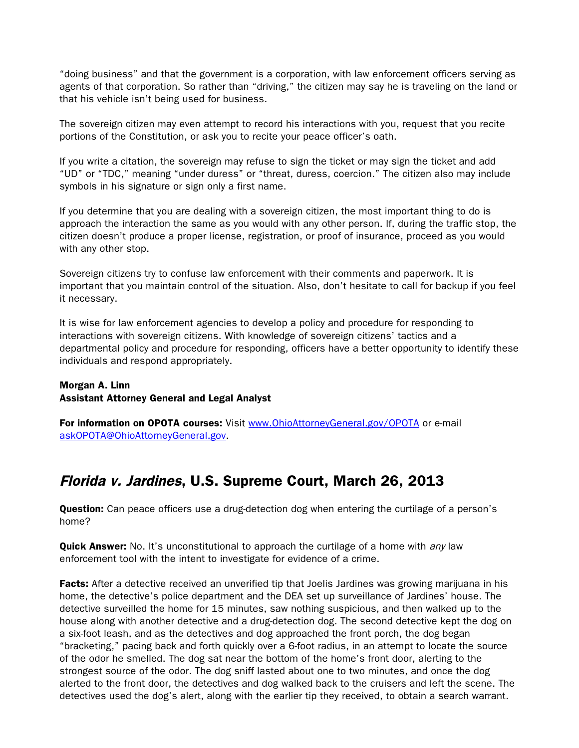"doing business" and that the government is a corporation, with law enforcement officers serving as agents of that corporation. So rather than "driving," the citizen may say he is traveling on the land or that his vehicle isn't being used for business.

The sovereign citizen may even attempt to record his interactions with you, request that you recite portions of the Constitution, or ask you to recite your peace officer's oath.

If you write a citation, the sovereign may refuse to sign the ticket or may sign the ticket and add "UD" or "TDC," meaning "under duress" or "threat, duress, coercion." The citizen also may include symbols in his signature or sign only a first name.

If you determine that you are dealing with a sovereign citizen, the most important thing to do is approach the interaction the same as you would with any other person. If, during the traffic stop, the citizen doesn't produce a proper license, registration, or proof of insurance, proceed as you would with any other stop.

Sovereign citizens try to confuse law enforcement with their comments and paperwork. It is important that you maintain control of the situation. Also, don't hesitate to call for backup if you feel it necessary.

It is wise for law enforcement agencies to develop a policy and procedure for responding to interactions with sovereign citizens. With knowledge of sovereign citizens' tactics and a departmental policy and procedure for responding, officers have a better opportunity to identify these individuals and respond appropriately.

**Morgan A. Linn**
**Assistant Attorney General and Legal Analyst**

**For information on OPOTA courses:** Visit www.OhioAttorneyGeneral.gov/OPOTA or e-mail askOPOTA@OhioAttorneyGeneral.gov.

## *Florida v. Jardines*, U.S. Supreme Court, March 26, 2013

**Question:** Can peace officers use a drug-detection dog when entering the curtilage of a person's home?

**Quick Answer:** No. It's unconstitutional to approach the curtilage of a home with *any* law enforcement tool with the intent to investigate for evidence of a crime.

**Facts:** After a detective received an unverified tip that Joelis Jardines was growing marijuana in his home, the detective's police department and the DEA set up surveillance of Jardines' house. The detective surveilled the home for 15 minutes, saw nothing suspicious, and then walked up to the house along with another detective and a drug-detection dog. The second detective kept the dog on a six-foot leash, and as the detectives and dog approached the front porch, the dog began "bracketing," pacing back and forth quickly over a 6-foot radius, in an attempt to locate the source of the odor he smelled. The dog sat near the bottom of the home's front door, alerting to the strongest source of the odor. The dog sniff lasted about one to two minutes, and once the dog alerted to the front door, the detectives and dog walked back to the cruisers and left the scene. The detectives used the dog's alert, along with the earlier tip they received, to obtain a search warrant.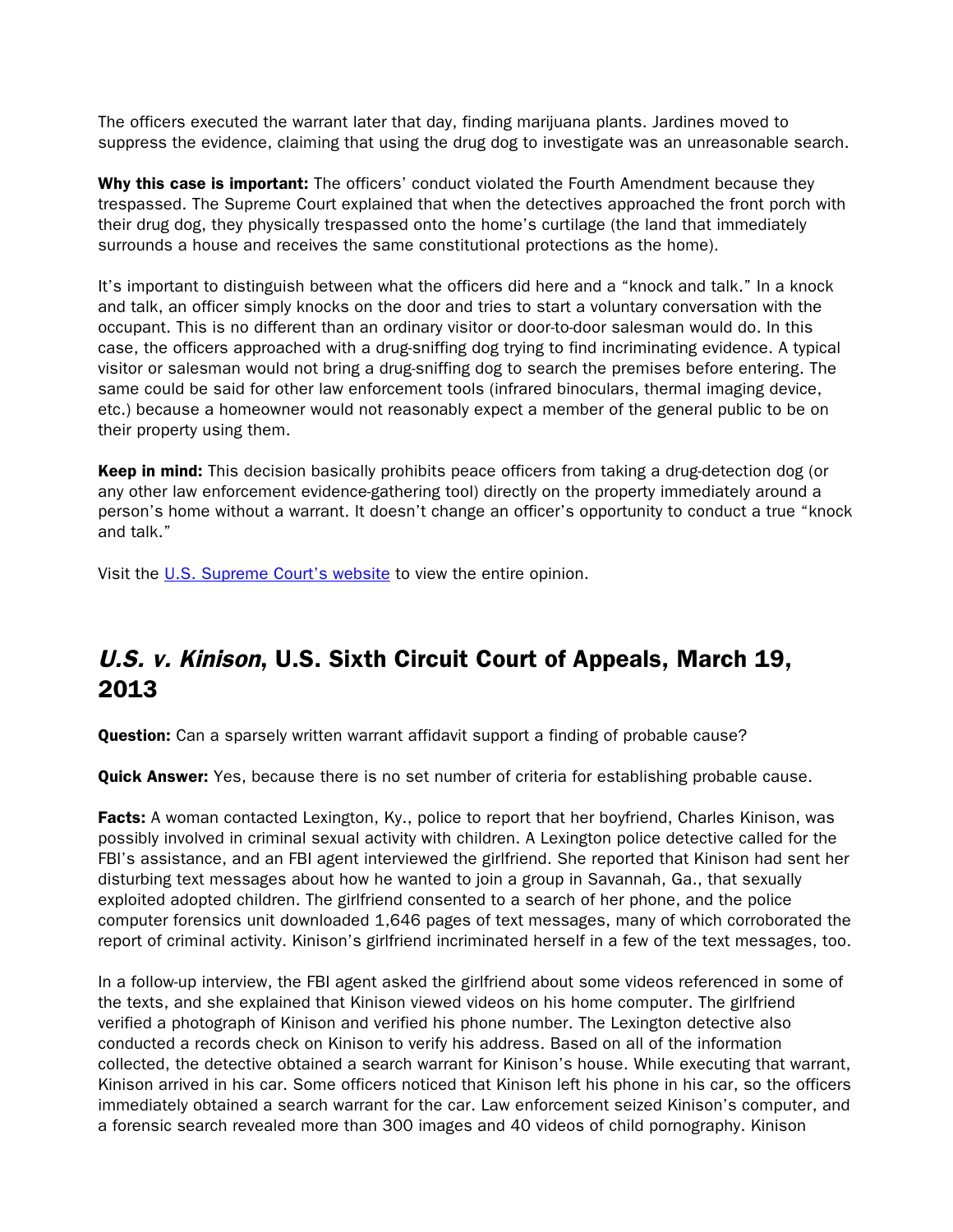The officers executed the warrant later that day, finding marijuana plants. Jardines moved to suppress the evidence, claiming that using the drug dog to investigate was an unreasonable search.

**Why this case is important:** The officers' conduct violated the Fourth Amendment because they trespassed. The Supreme Court explained that when the detectives approached the front porch with their drug dog, they physically trespassed onto the home's curtilage (the land that immediately surrounds a house and receives the same constitutional protections as the home).

It's important to distinguish between what the officers did here and a "knock and talk." In a knock and talk, an officer simply knocks on the door and tries to start a voluntary conversation with the occupant. This is no different than an ordinary visitor or door-to-door salesman would do. In this case, the officers approached with a drug-sniffing dog trying to find incriminating evidence. A typical visitor or salesman would not bring a drug-sniffing dog to search the premises before entering. The same could be said for other law enforcement tools (infrared binoculars, thermal imaging device, etc.) because a homeowner would not reasonably expect a member of the general public to be on their property using them.

**Keep in mind:** This decision basically prohibits peace officers from taking a drug-detection dog (or any other law enforcement evidence-gathering tool) directly on the property immediately around a person's home without a warrant. It doesn't change an officer's opportunity to conduct a true "knock and talk."

Visit the U.S. Supreme Court's website to view the entire opinion.

## *U.S. v. Kinison*, U.S. Sixth Circuit Court of Appeals, March 19, 2013

**Question:** Can a sparsely written warrant affidavit support a finding of probable cause?

**Quick Answer:** Yes, because there is no set number of criteria for establishing probable cause.

**Facts:** A woman contacted Lexington, Ky., police to report that her boyfriend, Charles Kinison, was possibly involved in criminal sexual activity with children. A Lexington police detective called for the FBI's assistance, and an FBI agent interviewed the girlfriend. She reported that Kinison had sent her disturbing text messages about how he wanted to join a group in Savannah, Ga., that sexually exploited adopted children. The girlfriend consented to a search of her phone, and the police computer forensics unit downloaded 1,646 pages of text messages, many of which corroborated the report of criminal activity. Kinison's girlfriend incriminated herself in a few of the text messages, too.

In a follow-up interview, the FBI agent asked the girlfriend about some videos referenced in some of the texts, and she explained that Kinison viewed videos on his home computer. The girlfriend verified a photograph of Kinison and verified his phone number. The Lexington detective also conducted a records check on Kinison to verify his address. Based on all of the information collected, the detective obtained a search warrant for Kinison's house. While executing that warrant, Kinison arrived in his car. Some officers noticed that Kinison left his phone in his car, so the officers immediately obtained a search warrant for the car. Law enforcement seized Kinison's computer, and a forensic search revealed more than 300 images and 40 videos of child pornography. Kinison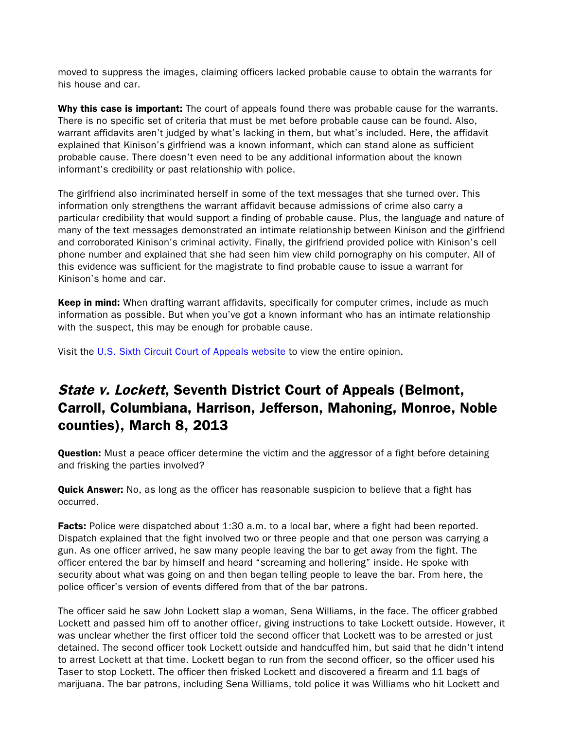moved to suppress the images, claiming officers lacked probable cause to obtain the warrants for his house and car.

**Why this case is important:** The court of appeals found there was probable cause for the warrants. There is no specific set of criteria that must be met before probable cause can be found. Also, warrant affidavits aren't judged by what's lacking in them, but what's included. Here, the affidavit explained that Kinison's girlfriend was a known informant, which can stand alone as sufficient probable cause. There doesn't even need to be any additional information about the known informant's credibility or past relationship with police.

The girlfriend also incriminated herself in some of the text messages that she turned over. This information only strengthens the warrant affidavit because admissions of crime also carry a particular credibility that would support a finding of probable cause. Plus, the language and nature of many of the text messages demonstrated an intimate relationship between Kinison and the girlfriend and corroborated Kinison's criminal activity. Finally, the girlfriend provided police with Kinison's cell phone number and explained that she had seen him view child pornography on his computer. All of this evidence was sufficient for the magistrate to find probable cause to issue a warrant for Kinison's home and car.

**Keep in mind:** When drafting warrant affidavits, specifically for computer crimes, include as much information as possible. But when you've got a known informant who has an intimate relationship with the suspect, this may be enough for probable cause.

Visit the U.S. Sixth Circuit Court of Appeals website to view the entire opinion.

## *State v. Lockett*, Seventh District Court of Appeals (Belmont, Carroll, Columbiana, Harrison, Jefferson, Mahoning, Monroe, Noble counties), March 8, 2013

**Question:** Must a peace officer determine the victim and the aggressor of a fight before detaining and frisking the parties involved?

**Quick Answer:** No, as long as the officer has reasonable suspicion to believe that a fight has occurred.

**Facts:** Police were dispatched about 1:30 a.m. to a local bar, where a fight had been reported. Dispatch explained that the fight involved two or three people and that one person was carrying a gun. As one officer arrived, he saw many people leaving the bar to get away from the fight. The officer entered the bar by himself and heard "screaming and hollering" inside. He spoke with security about what was going on and then began telling people to leave the bar. From here, the police officer's version of events differed from that of the bar patrons.

The officer said he saw John Lockett slap a woman, Sena Williams, in the face. The officer grabbed Lockett and passed him off to another officer, giving instructions to take Lockett outside. However, it was unclear whether the first officer told the second officer that Lockett was to be arrested or just detained. The second officer took Lockett outside and handcuffed him, but said that he didn't intend to arrest Lockett at that time. Lockett began to run from the second officer, so the officer used his Taser to stop Lockett. The officer then frisked Lockett and discovered a firearm and 11 bags of marijuana. The bar patrons, including Sena Williams, told police it was Williams who hit Lockett and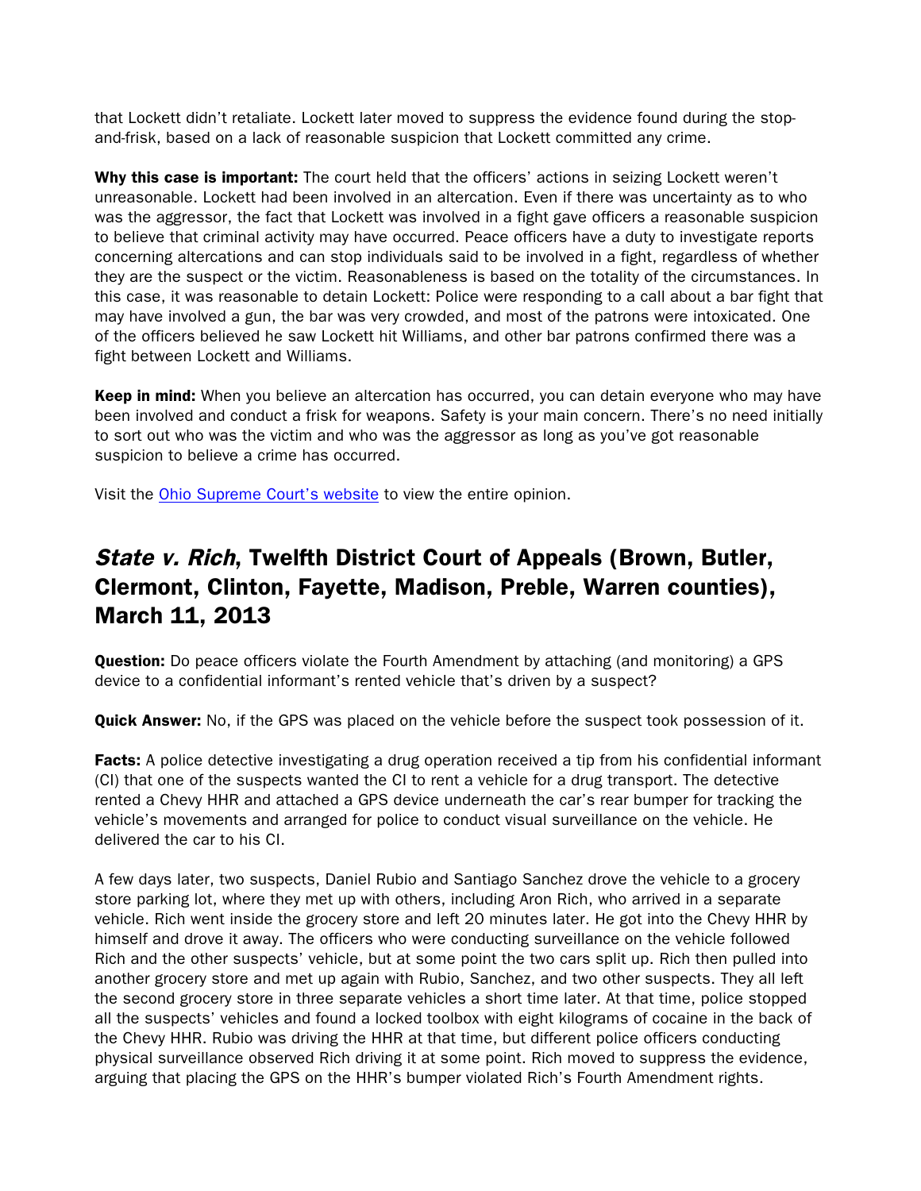that Lockett didn't retaliate. Lockett later moved to suppress the evidence found during the stop-and-frisk, based on a lack of reasonable suspicion that Lockett committed any crime.

**Why this case is important:** The court held that the officers' actions in seizing Lockett weren't unreasonable. Lockett had been involved in an altercation. Even if there was uncertainty as to who was the aggressor, the fact that Lockett was involved in a fight gave officers a reasonable suspicion to believe that criminal activity may have occurred. Peace officers have a duty to investigate reports concerning altercations and can stop individuals said to be involved in a fight, regardless of whether they are the suspect or the victim. Reasonableness is based on the totality of the circumstances. In this case, it was reasonable to detain Lockett: Police were responding to a call about a bar fight that may have involved a gun, the bar was very crowded, and most of the patrons were intoxicated. One of the officers believed he saw Lockett hit Williams, and other bar patrons confirmed there was a fight between Lockett and Williams.

**Keep in mind:** When you believe an altercation has occurred, you can detain everyone who may have been involved and conduct a frisk for weapons. Safety is your main concern. There's no need initially to sort out who was the victim and who was the aggressor as long as you've got reasonable suspicion to believe a crime has occurred.

Visit the Ohio Supreme Court's website to view the entire opinion.

## *State v. Rich*, Twelfth District Court of Appeals (Brown, Butler, Clermont, Clinton, Fayette, Madison, Preble, Warren counties), March 11, 2013

**Question:** Do peace officers violate the Fourth Amendment by attaching (and monitoring) a GPS device to a confidential informant's rented vehicle that's driven by a suspect?

**Quick Answer:** No, if the GPS was placed on the vehicle before the suspect took possession of it.

**Facts:** A police detective investigating a drug operation received a tip from his confidential informant (CI) that one of the suspects wanted the CI to rent a vehicle for a drug transport. The detective rented a Chevy HHR and attached a GPS device underneath the car's rear bumper for tracking the vehicle's movements and arranged for police to conduct visual surveillance on the vehicle. He delivered the car to his CI.

A few days later, two suspects, Daniel Rubio and Santiago Sanchez drove the vehicle to a grocery store parking lot, where they met up with others, including Aron Rich, who arrived in a separate vehicle. Rich went inside the grocery store and left 20 minutes later. He got into the Chevy HHR by himself and drove it away. The officers who were conducting surveillance on the vehicle followed Rich and the other suspects' vehicle, but at some point the two cars split up. Rich then pulled into another grocery store and met up again with Rubio, Sanchez, and two other suspects. They all left the second grocery store in three separate vehicles a short time later. At that time, police stopped all the suspects' vehicles and found a locked toolbox with eight kilograms of cocaine in the back of the Chevy HHR. Rubio was driving the HHR at that time, but different police officers conducting physical surveillance observed Rich driving it at some point. Rich moved to suppress the evidence, arguing that placing the GPS on the HHR's bumper violated Rich's Fourth Amendment rights.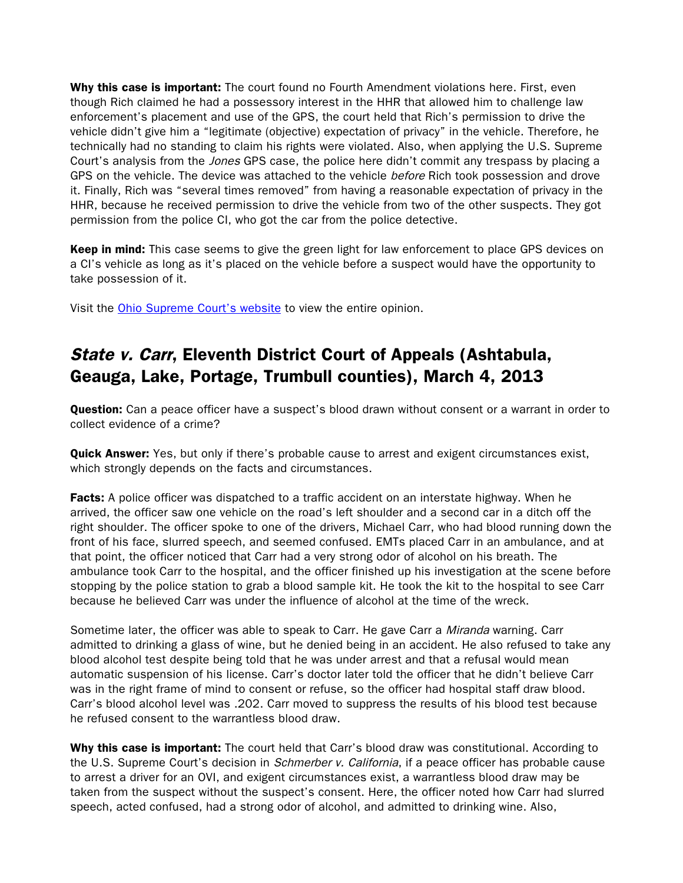**Why this case is important:** The court found no Fourth Amendment violations here. First, even though Rich claimed he had a possessory interest in the HHR that allowed him to challenge law enforcement's placement and use of the GPS, the court held that Rich's permission to drive the vehicle didn't give him a "legitimate (objective) expectation of privacy" in the vehicle. Therefore, he technically had no standing to claim his rights were violated. Also, when applying the U.S. Supreme Court's analysis from the *Jones* GPS case, the police here didn't commit any trespass by placing a GPS on the vehicle. The device was attached to the vehicle *before* Rich took possession and drove it. Finally, Rich was "several times removed" from having a reasonable expectation of privacy in the HHR, because he received permission to drive the vehicle from two of the other suspects. They got permission from the police CI, who got the car from the police detective.

**Keep in mind:** This case seems to give the green light for law enforcement to place GPS devices on a CI's vehicle as long as it's placed on the vehicle before a suspect would have the opportunity to take possession of it.

Visit the Ohio Supreme Court's website to view the entire opinion.

## *State v. Carr*, Eleventh District Court of Appeals (Ashtabula, Geauga, Lake, Portage, Trumbull counties), March 4, 2013

**Question:** Can a peace officer have a suspect's blood drawn without consent or a warrant in order to collect evidence of a crime?

**Quick Answer:** Yes, but only if there's probable cause to arrest and exigent circumstances exist, which strongly depends on the facts and circumstances.

**Facts:** A police officer was dispatched to a traffic accident on an interstate highway. When he arrived, the officer saw one vehicle on the road's left shoulder and a second car in a ditch off the right shoulder. The officer spoke to one of the drivers, Michael Carr, who had blood running down the front of his face, slurred speech, and seemed confused. EMTs placed Carr in an ambulance, and at that point, the officer noticed that Carr had a very strong odor of alcohol on his breath. The ambulance took Carr to the hospital, and the officer finished up his investigation at the scene before stopping by the police station to grab a blood sample kit. He took the kit to the hospital to see Carr because he believed Carr was under the influence of alcohol at the time of the wreck.

Sometime later, the officer was able to speak to Carr. He gave Carr a *Miranda* warning. Carr admitted to drinking a glass of wine, but he denied being in an accident. He also refused to take any blood alcohol test despite being told that he was under arrest and that a refusal would mean automatic suspension of his license. Carr's doctor later told the officer that he didn't believe Carr was in the right frame of mind to consent or refuse, so the officer had hospital staff draw blood. Carr's blood alcohol level was .202. Carr moved to suppress the results of his blood test because he refused consent to the warrantless blood draw.

**Why this case is important:** The court held that Carr's blood draw was constitutional. According to the U.S. Supreme Court's decision in *Schmerber v. California*, if a peace officer has probable cause to arrest a driver for an OVI, and exigent circumstances exist, a warrantless blood draw may be taken from the suspect without the suspect's consent. Here, the officer noted how Carr had slurred speech, acted confused, had a strong odor of alcohol, and admitted to drinking wine. Also,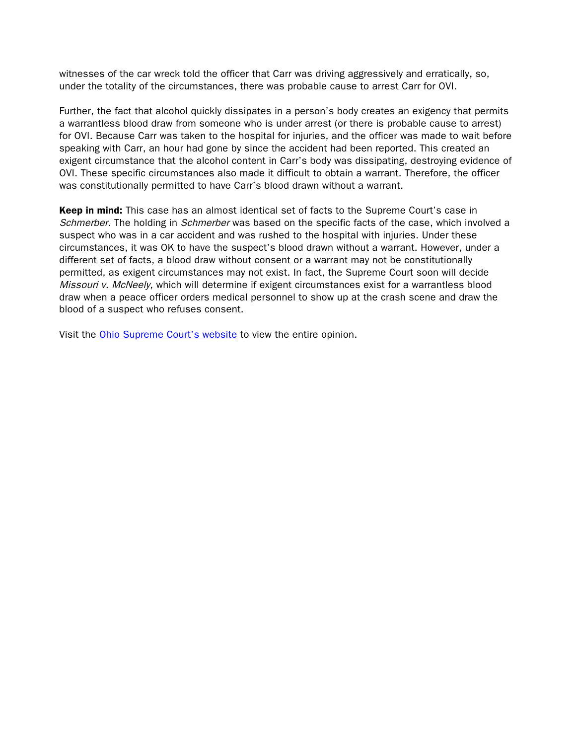witnesses of the car wreck told the officer that Carr was driving aggressively and erratically, so, under the totality of the circumstances, there was probable cause to arrest Carr for OVI.

Further, the fact that alcohol quickly dissipates in a person's body creates an exigency that permits a warrantless blood draw from someone who is under arrest (or there is probable cause to arrest) for OVI. Because Carr was taken to the hospital for injuries, and the officer was made to wait before speaking with Carr, an hour had gone by since the accident had been reported. This created an exigent circumstance that the alcohol content in Carr's body was dissipating, destroying evidence of OVI. These specific circumstances also made it difficult to obtain a warrant. Therefore, the officer was constitutionally permitted to have Carr's blood drawn without a warrant.

**Keep in mind:** This case has an almost identical set of facts to the Supreme Court's case in *Schmerber*. The holding in *Schmerber* was based on the specific facts of the case, which involved a suspect who was in a car accident and was rushed to the hospital with injuries. Under these circumstances, it was OK to have the suspect's blood drawn without a warrant. However, under a different set of facts, a blood draw without consent or a warrant may not be constitutionally permitted, as exigent circumstances may not exist. In fact, the Supreme Court soon will decide *Missouri v. McNeely*, which will determine if exigent circumstances exist for a warrantless blood draw when a peace officer orders medical personnel to show up at the crash scene and draw the blood of a suspect who refuses consent.

Visit the Ohio Supreme Court's website to view the entire opinion.